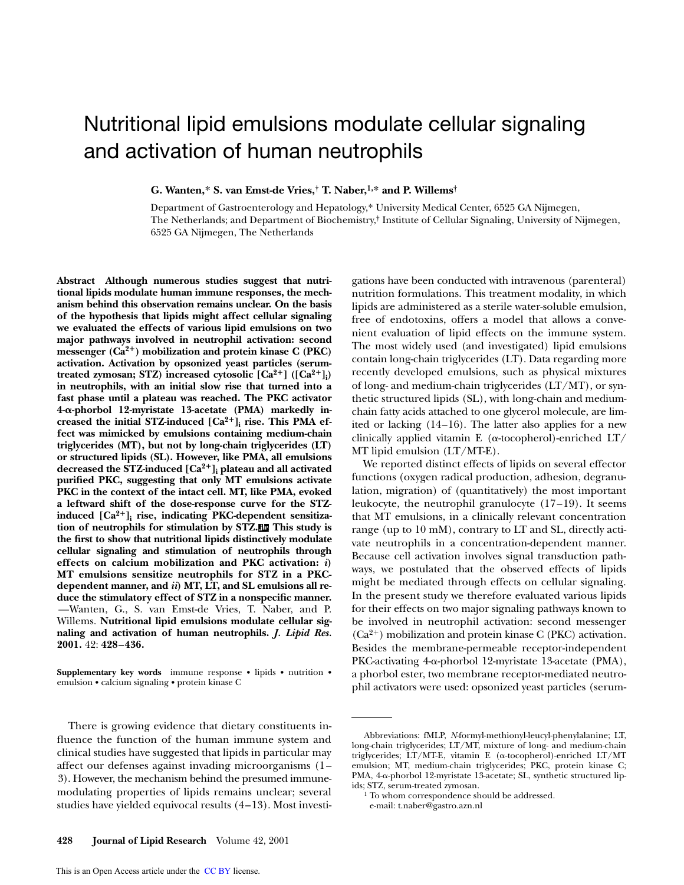# Nutritional lipid emulsions modulate cellular signaling and activation of human neutrophils

**G. Wanten,* S. van Emst-de Vries,† T. Naber,[1,]* and P. Willems†**

Department of Gastroenterology and Hepatology,* University Medical Center, 6525 GA Nijmegen, The Netherlands; and Department of Biochemistry,† Institute of Cellular Signaling, University of Nijmegen, 6525 GA Nijmegen, The Netherlands

**Abstract Although numerous studies suggest that nutritional lipids modulate human immune responses, the mechanism behind this observation remains unclear. On the basis of the hypothesis that lipids might affect cellular signaling we evaluated the effects of various lipid emulsions on two major pathways involved in neutrophil activation: second messenger ($Ca^{2+}$) mobilization and protein kinase C (PKC) activation. Activation by opsonized yeast particles (serum-treated zymosan; STZ) increased cytosolic $[Ca^{2+}]$ ($[Ca^{2+}]_i$) in neutrophils, with an initial slow rise that turned into a fast phase until a plateau was reached. The PKC activator 4-α-phorbol 12-myristate 13-acetate (PMA) markedly increased the initial STZ-induced $[Ca^{2+}]_i$ rise. This PMA effect was mimicked by emulsions containing medium-chain triglycerides (MT), but not by long-chain triglycerides (LT) or structured lipids (SL). However, like PMA, all emulsions decreased the STZ-induced $[Ca^{2+}]_i$ plateau and all activated purified PKC, suggesting that only MT emulsions activate PKC in the context of the intact cell. MT, like PMA, evoked a leftward shift of the dose-response curve for the STZ-induced $[Ca^{2+}]_i$ rise, indicating PKC-dependent sensitization of neutrophils for stimulation by STZ. This study is the first to show that nutritional lipids distinctively modulate cellular signaling and stimulation of neutrophils through effects on calcium mobilization and PKC activation: *i*) MT emulsions sensitize neutrophils for STZ in a PKC-dependent manner, and *ii*) MT, LT, and SL emulsions all reduce the stimulatory effect of STZ in a nonspecific manner.** —Wanten, G., S. van Emst-de Vries, T. Naber, and P. Willems. **Nutritional lipid emulsions modulate cellular signaling and activation of human neutrophils. *J. Lipid Res.* 2001.** 42: **428–436.**

**Supplementary key words** immune response • lipids • nutrition • emulsion • calcium signaling • protein kinase C

There is growing evidence that dietary constituents influence the function of the human immune system and clinical studies have suggested that lipids in particular may affect our defenses against invading microorganisms (1–3). However, the mechanism behind the presumed immune-modulating properties of lipids remains unclear; several studies have yielded equivocal results (4–13). Most investigations have been conducted with intravenous (parenteral) nutrition formulations. This treatment modality, in which lipids are administered as a sterile water-soluble emulsion, free of endotoxins, offers a model that allows a convenient evaluation of lipid effects on the immune system. The most widely used (and investigated) lipid emulsions contain long-chain triglycerides (LT). Data regarding more recently developed emulsions, such as physical mixtures of long- and medium-chain triglycerides (LT/MT), or synthetic structured lipids (SL), with long-chain and medium-chain fatty acids attached to one glycerol molecule, are limited or lacking (14–16). The latter also applies for a new clinically applied vitamin E (α-tocopherol)-enriched LT/MT lipid emulsion (LT/MT-E).

We reported distinct effects of lipids on several effector functions (oxygen radical production, adhesion, degranulation, migration) of (quantitatively) the most important leukocyte, the neutrophil granulocyte (17–19). It seems that MT emulsions, in a clinically relevant concentration range (up to 10 mM), contrary to LT and SL, directly activate neutrophils in a concentration-dependent manner. Because cell activation involves signal transduction pathways, we postulated that the observed effects of lipids might be mediated through effects on cellular signaling. In the present study we therefore evaluated various lipids for their effects on two major signaling pathways known to be involved in neutrophil activation: second messenger ($Ca^{2+}$) mobilization and protein kinase C (PKC) activation. Besides the membrane-permeable receptor-independent PKC-activating 4-α-phorbol 12-myristate 13-acetate (PMA), a phorbol ester, two membrane receptor-mediated neutrophil activators were used: opsonized yeast particles (serum-

---

Abbreviations: fMLP, *N*-formyl-methionyl-leucyl-phenylalanine; LT, long-chain triglycerides; LT/MT, mixture of long- and medium-chain triglycerides; LT/MT-E, vitamin E (α-tocopherol)-enriched LT/MT emulsion; MT, medium-chain triglycerides; PKC, protein kinase C; PMA, 4-α-phorbol 12-myristate 13-acetate; SL, synthetic structured lipids; STZ, serum-treated zymosan.

[1] To whom correspondence should be addressed.
e-mail: t.naber@gastro.azn.nl

This is an Open Access article under the CC BY license.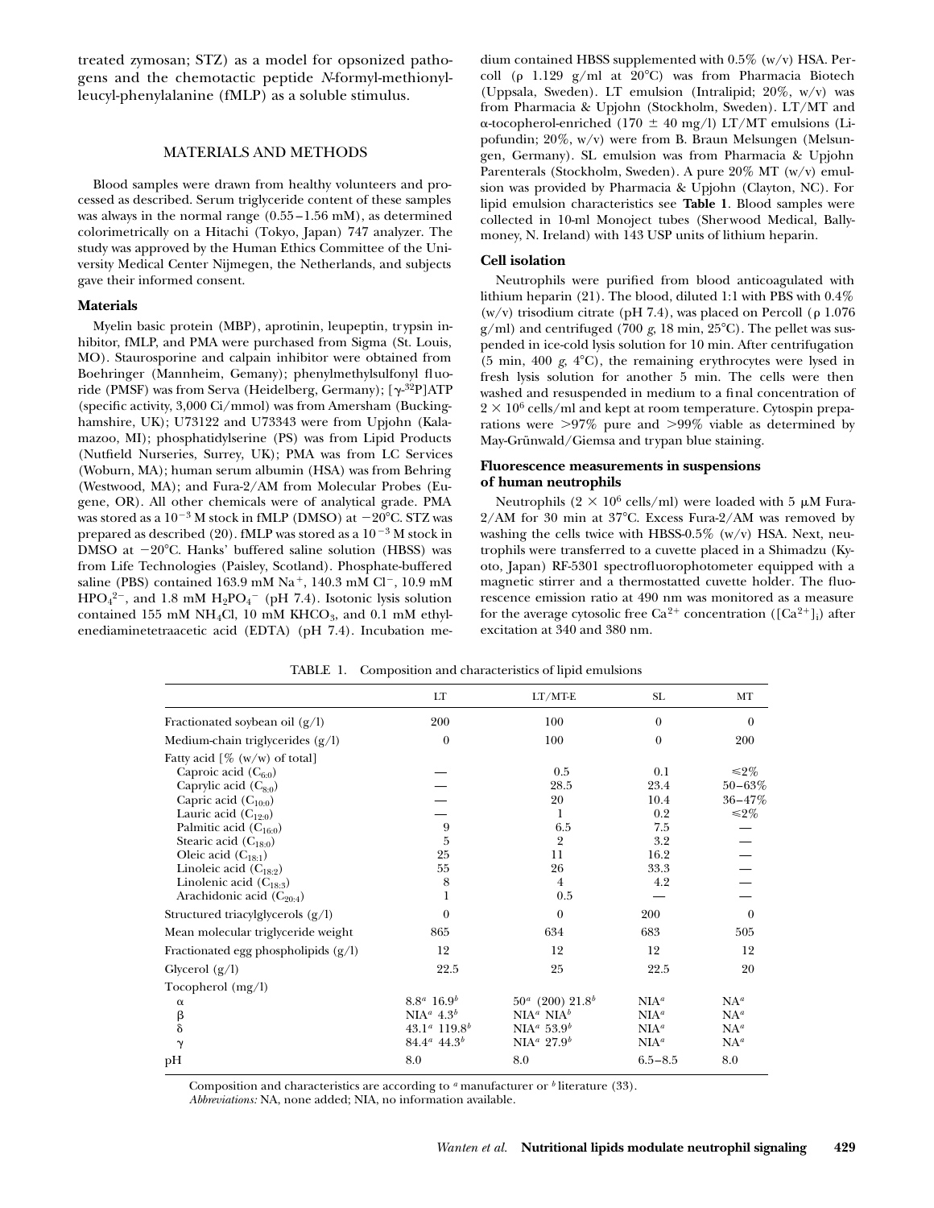treated zymosan; STZ) as a model for opsonized pathogens and the chemotactic peptide *N*-formyl-methionyl-leucyl-phenylalanine (fMLP) as a soluble stimulus.

## MATERIALS AND METHODS

Blood samples were drawn from healthy volunteers and processed as described. Serum triglyceride content of these samples was always in the normal range (0.55–1.56 mM), as determined colorimetrically on a Hitachi (Tokyo, Japan) 747 analyzer. The study was approved by the Human Ethics Committee of the University Medical Center Nijmegen, the Netherlands, and subjects gave their informed consent.

### Materials

Myelin basic protein (MBP), aprotinin, leupeptin, trypsin inhibitor, fMLP, and PMA were purchased from Sigma (St. Louis, MO). Staurosporine and calpain inhibitor were obtained from Boehringer (Mannheim, Gemany); phenylmethylsulfonyl fluoride (PMSF) was from Serva (Heidelberg, Germany); [$\gamma$-$^{32}$P]ATP (specific activity, 3,000 Ci/mmol) was from Amersham (Buckinghamshire, UK); U73122 and U73343 were from Upjohn (Kalamazoo, MI); phosphatidylserine (PS) was from Lipid Products (Nutfield Nurseries, Surrey, UK); PMA was from LC Services (Woburn, MA); human serum albumin (HSA) was from Behring (Westwood, MA); and Fura-2/AM from Molecular Probes (Eugene, OR). All other chemicals were of analytical grade. PMA was stored as a $10^{-3}$ M stock in fMLP (DMSO) at −20°C. STZ was prepared as described (20). fMLP was stored as a $10^{-3}$ M stock in DMSO at −20°C. Hanks' buffered saline solution (HBSS) was from Life Technologies (Paisley, Scotland). Phosphate-buffered saline (PBS) contained 163.9 mM $Na^+$, 140.3 mM $Cl^-$, 10.9 mM $HPO_4^{2-}$, and 1.8 mM $H_2PO_4^-$ (pH 7.4). Isotonic lysis solution contained 155 mM $NH_4Cl$, 10 mM $KHCO_3$, and 0.1 mM ethylenediaminetetraacetic acid (EDTA) (pH 7.4). Incubation medium contained HBSS supplemented with 0.5% (w/v) HSA. Percoll (ρ 1.129 g/ml at 20°C) was from Pharmacia Biotech (Uppsala, Sweden). LT emulsion (Intralipid; 20%, w/v) was from Pharmacia & Upjohn (Stockholm, Sweden). LT/MT and α-tocopherol-enriched (170 ± 40 mg/l) LT/MT emulsions (Lipofundin; 20%, w/v) were from B. Braun Melsungen (Melsungen, Germany). SL emulsion was from Pharmacia & Upjohn Parenterals (Stockholm, Sweden). A pure 20% MT (w/v) emulsion was provided by Pharmacia & Upjohn (Clayton, NC). For lipid emulsion characteristics see **Table 1**. Blood samples were collected in 10-ml Monoject tubes (Sherwood Medical, Ballymoney, N. Ireland) with 143 USP units of lithium heparin.

### Cell isolation

Neutrophils were purified from blood anticoagulated with lithium heparin (21). The blood, diluted 1:1 with PBS with 0.4% (w/v) trisodium citrate (pH 7.4), was placed on Percoll (ρ 1.076 g/ml) and centrifuged (700 *g*, 18 min, 25°C). The pellet was suspended in ice-cold lysis solution for 10 min. After centrifugation (5 min, 400 *g*, 4°C), the remaining erythrocytes were lysed in fresh lysis solution for another 5 min. The cells were then washed and resuspended in medium to a final concentration of $2 \times 10^6$ cells/ml and kept at room temperature. Cytospin preparations were >97% pure and >99% viable as determined by May-Grünwald/Giemsa and trypan blue staining.

### Fluorescence measurements in suspensions of human neutrophils

Neutrophils ($2 \times 10^6$ cells/ml) were loaded with 5 μM Fura-2/AM for 30 min at 37°C. Excess Fura-2/AM was removed by washing the cells twice with HBSS-0.5% (w/v) HSA. Next, neutrophils were transferred to a cuvette placed in a Shimadzu (Kyoto, Japan) RF-5301 spectrofluorophotometer equipped with a magnetic stirrer and a thermostatted cuvette holder. The fluorescence emission ratio at 490 nm was monitored as a measure for the average cytosolic free $Ca^{2+}$ concentration ($[Ca^{2+}]_i$) after excitation at 340 and 380 nm.

TABLE 1. Composition and characteristics of lipid emulsions

| | LT | LT/MT-E | SL | MT |
|---|---|---|---|---|
| Fractionated soybean oil (g/l) | 200 | 100 | 0 | 0 |
| Medium-chain triglycerides (g/l) | 0 | 100 | 0 | 200 |
| Fatty acid [% (w/w) of total] | | | | |
| Caproic acid ($C_{6:0}$) | — | 0.5 | 0.1 | ≤2% |
| Caprylic acid ($C_{8:0}$) | — | 28.5 | 23.4 | 50–63% |
| Capric acid ($C_{10:0}$) | — | 20 | 10.4 | 36–47% |
| Lauric acid ($C_{12:0}$) | — | 1 | 0.2 | ≤2% |
| Palmitic acid ($C_{16:0}$) | 9 | 6.5 | 7.5 | — |
| Stearic acid ($C_{18:0}$) | 5 | 2 | 3.2 | — |
| Oleic acid ($C_{18:1}$) | 25 | 11 | 16.2 | — |
| Linoleic acid ($C_{18:2}$) | 55 | 26 | 33.3 | — |
| Linolenic acid ($C_{18:3}$) | 8 | 4 | 4.2 | — |
| Arachidonic acid ($C_{20:4}$) | 1 | 0.5 | — | — |
| Structured triacylglycerols (g/l) | 0 | 0 | 200 | 0 |
| Mean molecular triglyceride weight | 865 | 634 | 683 | 505 |
| Fractionated egg phospholipids (g/l) | 12 | 12 | 12 | 12 |
| Glycerol (g/l) | 22.5 | 25 | 22.5 | 20 |
| Tocopherol (mg/l) | | | | |
| α | 8.8[a] 16.9[b] | 50[a] (200) 21.8[b] | NIA[a] | NA[a] |
| β | NIA[a] 4.3[b] | NIA[a] NIA[b] | NIA[a] | NA[a] |
| δ | 43.1[a] 119.8[b] | NIA[a] 53.9[b] | NIA[a] | NA[a] |
| γ | 84.4[a] 44.3[b] | NIA[a] 27.9[b] | NIA[a] | NA[a] |
| pH | 8.0 | 8.0 | 6.5–8.5 | 8.0 |

Composition and characteristics are according to [a] manufacturer or [b] literature (33).
*Abbreviations:* NA, none added; NIA, no information available.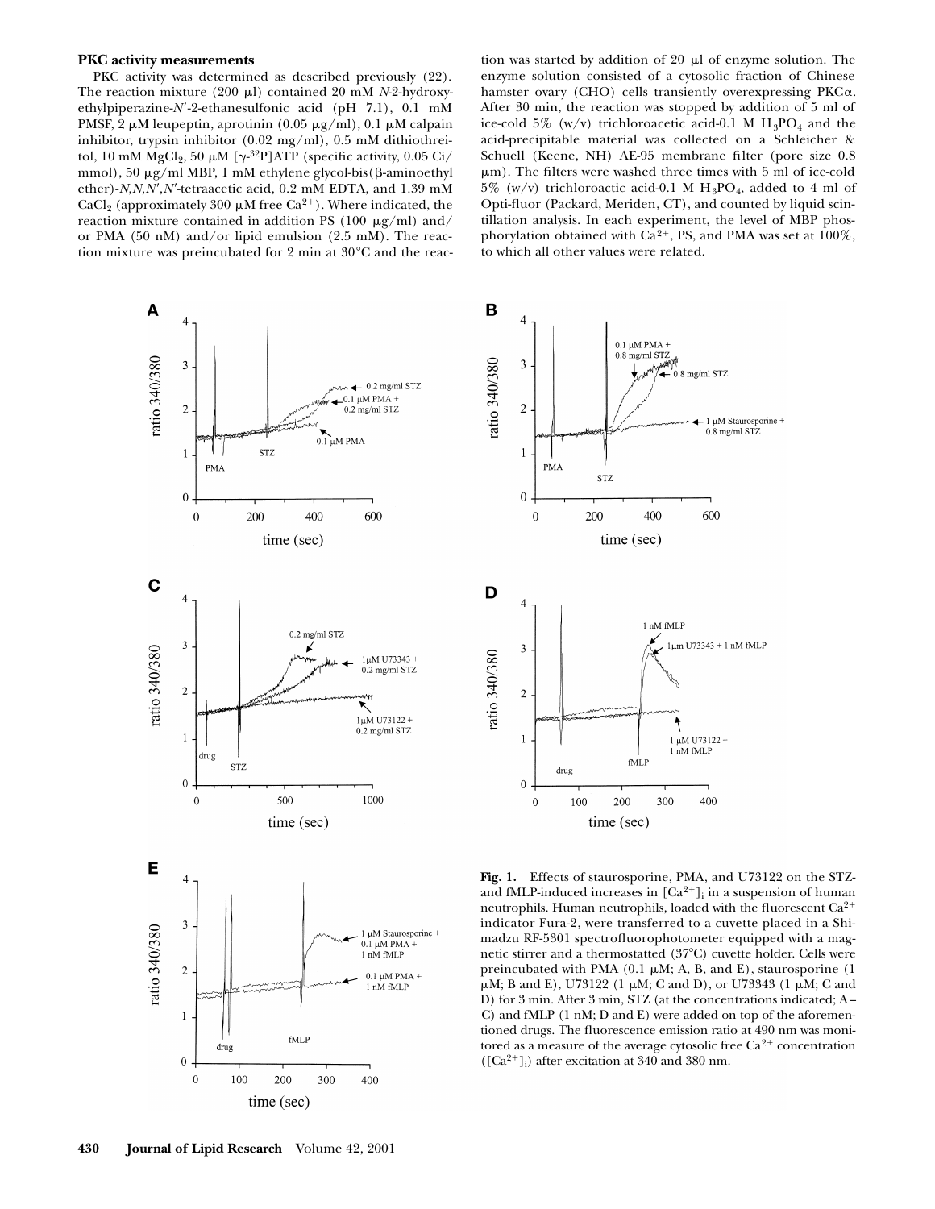### PKC activity measurements

PKC activity was determined as described previously (22). The reaction mixture (200 μl) contained 20 mM *N*-2-hydroxyethylpiperazine-*N*′-2-ethanesulfonic acid (pH 7.1), 0.1 mM PMSF, 2 μM leupeptin, aprotinin (0.05 μg/ml), 0.1 μM calpain inhibitor, trypsin inhibitor (0.02 mg/ml), 0.5 mM dithiothreitol, 10 mM $MgCl_2$, 50 μM [γ-$^{32}$P]ATP (specific activity, 0.05 Ci/mmol), 50 μg/ml MBP, 1 mM ethylene glycol-bis(β-aminoethyl ether)-*N*,*N*,*N*′,*N*′-tetraacetic acid, 0.2 mM EDTA, and 1.39 mM $CaCl_2$ (approximately 300 μM free $Ca^{2+}$). Where indicated, the reaction mixture contained in addition PS (100 μg/ml) and/or PMA (50 nM) and/or lipid emulsion (2.5 mM). The reaction mixture was preincubated for 2 min at 30°C and the reaction was started by addition of 20 μl of enzyme solution. The enzyme solution consisted of a cytosolic fraction of Chinese hamster ovary (CHO) cells transiently overexpressing PKCα. After 30 min, the reaction was stopped by addition of 5 ml of ice-cold 5% (w/v) trichloroacetic acid-0.1 M $H_3PO_4$ and the acid-precipitable material was collected on a Schleicher & Schuell (Keene, NH) AE-95 membrane filter (pore size 0.8 μm). The filters were washed three times with 5 ml of ice-cold 5% (w/v) trichloroactic acid-0.1 M $H_3PO_4$, added to 4 ml of Opti-fluor (Packard, Meriden, CT), and counted by liquid scintillation analysis. In each experiment, the level of MBP phosphorylation obtained with $Ca^{2+}$, PS, and PMA was set at 100%, to which all other values were related.

**Fig. 1.** Effects of staurosporine, PMA, and U73122 on the STZ- and fMLP-induced increases in $[Ca^{2+}]_i$ in a suspension of human neutrophils. Human neutrophils, loaded with the fluorescent $Ca^{2+}$ indicator Fura-2, were transferred to a cuvette placed in a Shimadzu RF-5301 spectrofluorophotometer equipped with a magnetic stirrer and a thermostatted (37°C) cuvette holder. Cells were preincubated with PMA (0.1 μM; A, B, and E), staurosporine (1 μM; B and E), U73122 (1 μM; C and D), or U73343 (1 μM; C and D) for 3 min. After 3 min, STZ (at the concentrations indicated; A–C) and fMLP (1 nM; D and E) were added on top of the aforementioned drugs. The fluorescence emission ratio at 490 nm was monitored as a measure of the average cytosolic free $Ca^{2+}$ concentration ($[Ca^{2+}]_i$) after excitation at 340 and 380 nm.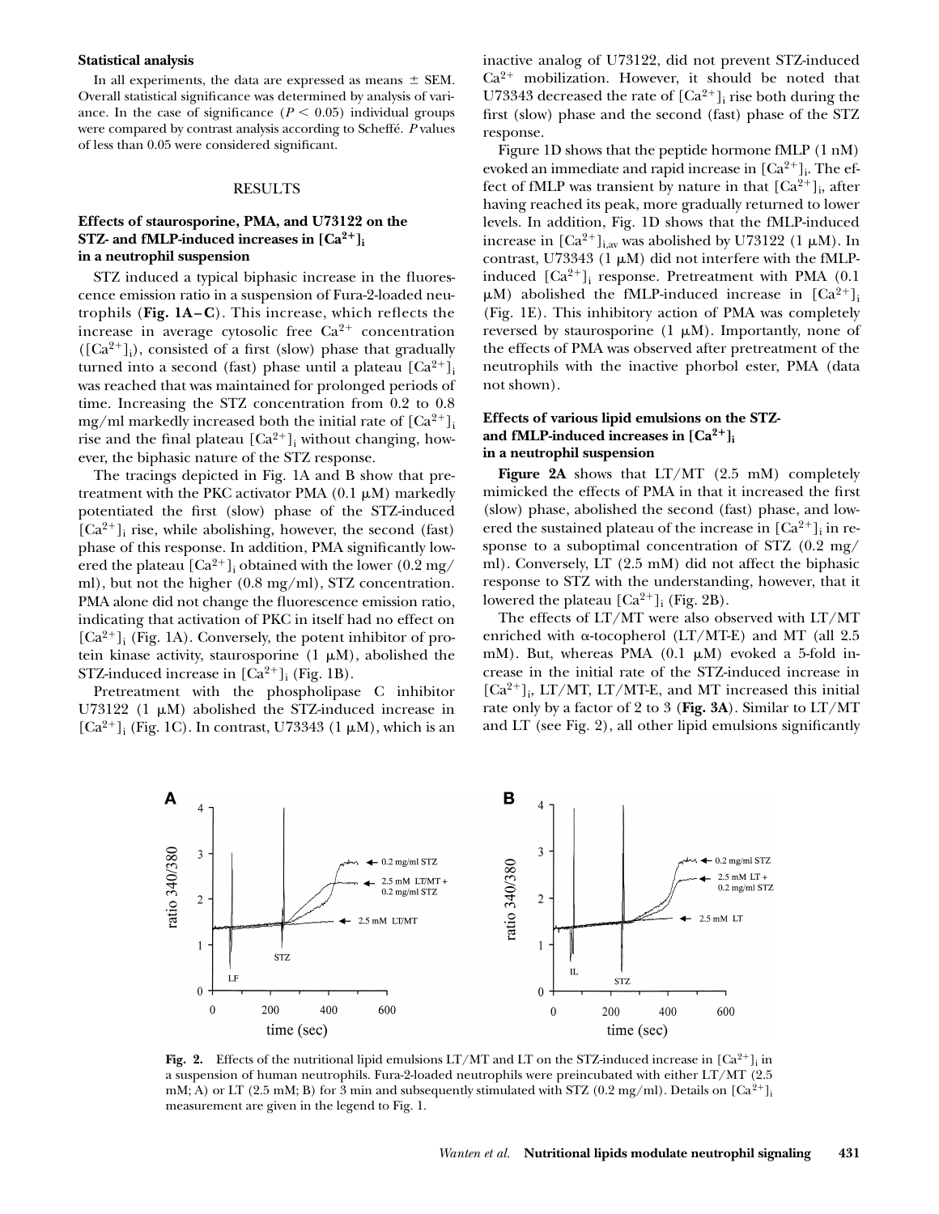### Statistical analysis

In all experiments, the data are expressed as means ± SEM. Overall statistical significance was determined by analysis of variance. In the case of significance ($P < 0.05$) individual groups were compared by contrast analysis according to Scheffé. *P* values of less than 0.05 were considered significant.

## RESULTS

### Effects of staurosporine, PMA, and U73122 on the STZ- and fMLP-induced increases in $[Ca^{2+}]_i$ in a neutrophil suspension

STZ induced a typical biphasic increase in the fluorescence emission ratio in a suspension of Fura-2-loaded neutrophils (**Fig. 1A–C**). This increase, which reflects the increase in average cytosolic free $Ca^{2+}$ concentration ($[Ca^{2+}]_i$), consisted of a first (slow) phase that gradually turned into a second (fast) phase until a plateau $[Ca^{2+}]_i$ was reached that was maintained for prolonged periods of time. Increasing the STZ concentration from 0.2 to 0.8 mg/ml markedly increased both the initial rate of $[Ca^{2+}]_i$ rise and the final plateau $[Ca^{2+}]_i$ without changing, however, the biphasic nature of the STZ response.

The tracings depicted in Fig. 1A and B show that pretreatment with the PKC activator PMA (0.1 μM) markedly potentiated the first (slow) phase of the STZ-induced $[Ca^{2+}]_i$ rise, while abolishing, however, the second (fast) phase of this response. In addition, PMA significantly lowered the plateau $[Ca^{2+}]_i$ obtained with the lower (0.2 mg/ml), but not the higher (0.8 mg/ml), STZ concentration. PMA alone did not change the fluorescence emission ratio, indicating that activation of PKC in itself had no effect on $[Ca^{2+}]_i$ (Fig. 1A). Conversely, the potent inhibitor of protein kinase activity, staurosporine (1 μM), abolished the STZ-induced increase in $[Ca^{2+}]_i$ (Fig. 1B).

Pretreatment with the phospholipase C inhibitor U73122 (1 μM) abolished the STZ-induced increase in $[Ca^{2+}]_i$ (Fig. 1C). In contrast, U73343 (1 μM), which is an inactive analog of U73122, did not prevent STZ-induced $Ca^{2+}$ mobilization. However, it should be noted that U73343 decreased the rate of $[Ca^{2+}]_i$ rise both during the first (slow) phase and the second (fast) phase of the STZ response.

Figure 1D shows that the peptide hormone fMLP (1 nM) evoked an immediate and rapid increase in $[Ca^{2+}]_i$. The effect of fMLP was transient by nature in that $[Ca^{2+}]_i$, after having reached its peak, more gradually returned to lower levels. In addition, Fig. 1D shows that the fMLP-induced increase in $[Ca^{2+}]_{i,av}$ was abolished by U73122 (1 μM). In contrast, U73343 (1 μM) did not interfere with the fMLP-induced $[Ca^{2+}]_i$ response. Pretreatment with PMA (0.1 μM) abolished the fMLP-induced increase in $[Ca^{2+}]_i$ (Fig. 1E). This inhibitory action of PMA was completely reversed by staurosporine (1 μM). Importantly, none of the effects of PMA was observed after pretreatment of the neutrophils with the inactive phorbol ester, PMA (data not shown).

### Effects of various lipid emulsions on the STZ- and fMLP-induced increases in $[Ca^{2+}]_i$ in a neutrophil suspension

**Figure 2A** shows that LT/MT (2.5 mM) completely mimicked the effects of PMA in that it increased the first (slow) phase, abolished the second (fast) phase, and lowered the sustained plateau of the increase in $[Ca^{2+}]_i$ in response to a suboptimal concentration of STZ (0.2 mg/ml). Conversely, LT (2.5 mM) did not affect the biphasic response to STZ with the understanding, however, that it lowered the plateau $[Ca^{2+}]_i$ (Fig. 2B).

The effects of LT/MT were also observed with LT/MT enriched with α-tocopherol (LT/MT-E) and MT (all 2.5 mM). But, whereas PMA (0.1 μM) evoked a 5-fold increase in the initial rate of the STZ-induced increase in $[Ca^{2+}]_i$, LT/MT, LT/MT-E, and MT increased this initial rate only by a factor of 2 to 3 (**Fig. 3A**). Similar to LT/MT and LT (see Fig. 2), all other lipid emulsions significantly

**Fig. 2.** Effects of the nutritional lipid emulsions LT/MT and LT on the STZ-induced increase in $[Ca^{2+}]_i$ in a suspension of human neutrophils. Fura-2-loaded neutrophils were preincubated with either LT/MT (2.5 mM; A) or LT (2.5 mM; B) for 3 min and subsequently stimulated with STZ (0.2 mg/ml). Details on $[Ca^{2+}]_i$ measurement are given in the legend to Fig. 1.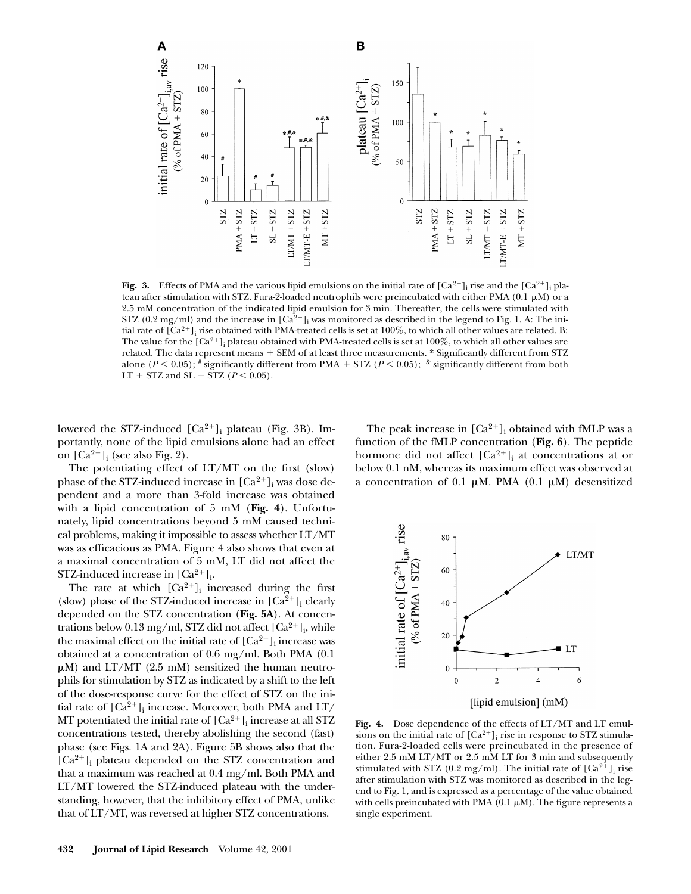**Fig. 3.** Effects of PMA and the various lipid emulsions on the initial rate of $[Ca^{2+}]_i$ rise and the $[Ca^{2+}]_i$ plateau after stimulation with STZ. Fura-2-loaded neutrophils were preincubated with either PMA (0.1 μM) or a 2.5 mM concentration of the indicated lipid emulsion for 3 min. Thereafter, the cells were stimulated with STZ (0.2 mg/ml) and the increase in $[Ca^{2+}]_i$ was monitored as described in the legend to Fig. 1. A: The initial rate of $[Ca^{2+}]_i$ rise obtained with PMA-treated cells is set at 100%, to which all other values are related. B: The value for the $[Ca^{2+}]_i$ plateau obtained with PMA-treated cells is set at 100%, to which all other values are related. The data represent means + SEM of at least three measurements. * Significantly different from STZ alone ($P < 0.05$); # significantly different from PMA + STZ ($P < 0.05$); & significantly different from both LT + STZ and SL + STZ ($P < 0.05$).

lowered the STZ-induced $[Ca^{2+}]_i$ plateau (Fig. 3B). Importantly, none of the lipid emulsions alone had an effect on $[Ca^{2+}]_i$ (see also Fig. 2).

The potentiating effect of LT/MT on the first (slow) phase of the STZ-induced increase in $[Ca^{2+}]_i$ was dose dependent and a more than 3-fold increase was obtained with a lipid concentration of 5 mM (**Fig. 4**). Unfortunately, lipid concentrations beyond 5 mM caused technical problems, making it impossible to assess whether LT/MT was as efficacious as PMA. Figure 4 also shows that even at a maximal concentration of 5 mM, LT did not affect the STZ-induced increase in $[Ca^{2+}]_i$.

The rate at which $[Ca^{2+}]_i$ increased during the first (slow) phase of the STZ-induced increase in $[Ca^{2+}]_i$ clearly depended on the STZ concentration (**Fig. 5A**). At concentrations below 0.13 mg/ml, STZ did not affect $[Ca^{2+}]_i$, while the maximal effect on the initial rate of $[Ca^{2+}]_i$ increase was obtained at a concentration of 0.6 mg/ml. Both PMA (0.1 μM) and LT/MT (2.5 mM) sensitized the human neutrophils for stimulation by STZ as indicated by a shift to the left of the dose-response curve for the effect of STZ on the initial rate of $[Ca^{2+}]_i$ increase. Moreover, both PMA and LT/MT potentiated the initial rate of $[Ca^{2+}]_i$ increase at all STZ concentrations tested, thereby abolishing the second (fast) phase (see Figs. 1A and 2A). Figure 5B shows also that the $[Ca^{2+}]_i$ plateau depended on the STZ concentration and that a maximum was reached at 0.4 mg/ml. Both PMA and LT/MT lowered the STZ-induced plateau with the understanding, however, that the inhibitory effect of PMA, unlike that of LT/MT, was reversed at higher STZ concentrations.

The peak increase in $[Ca^{2+}]_i$ obtained with fMLP was a function of the fMLP concentration (**Fig. 6**). The peptide hormone did not affect $[Ca^{2+}]_i$ at concentrations at or below 0.1 nM, whereas its maximum effect was observed at a concentration of 0.1 μM. PMA (0.1 μM) desensitized

**Fig. 4.** Dose dependence of the effects of LT/MT and LT emulsions on the initial rate of $[Ca^{2+}]_i$ rise in response to STZ stimulation. Fura-2-loaded cells were preincubated in the presence of either 2.5 mM LT/MT or 2.5 mM LT for 3 min and subsequently stimulated with STZ (0.2 mg/ml). The initial rate of $[Ca^{2+}]_i$ rise after stimulation with STZ was monitored as described in the legend to Fig. 1, and is expressed as a percentage of the value obtained with cells preincubated with PMA (0.1 μM). The figure represents a single experiment.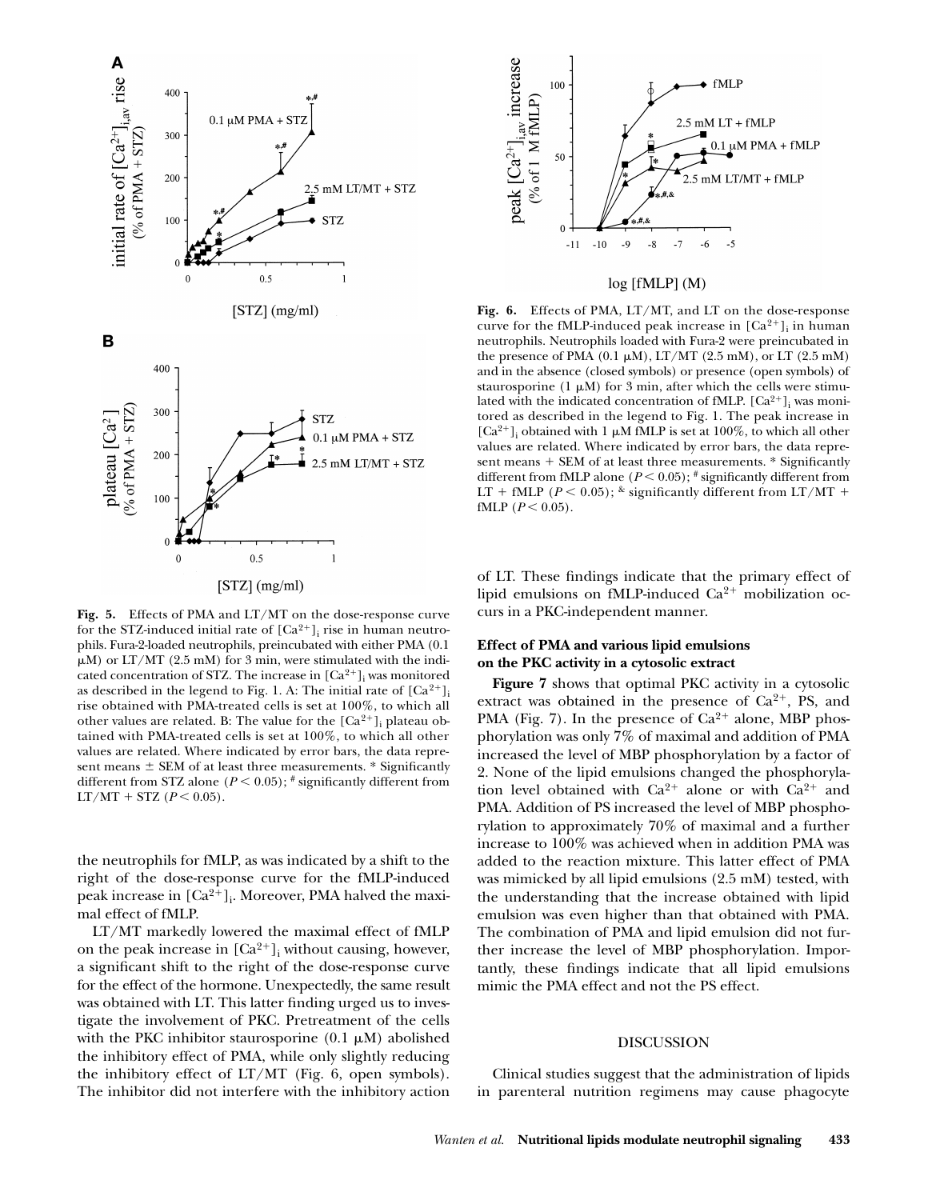**Fig. 5.** Effects of PMA and LT/MT on the dose-response curve for the STZ-induced initial rate of $[Ca^{2+}]_i$ rise in human neutrophils. Fura-2-loaded neutrophils, preincubated with either PMA (0.1 μM) or LT/MT (2.5 mM) for 3 min, were stimulated with the indicated concentration of STZ. The increase in $[Ca^{2+}]_i$ was monitored as described in the legend to Fig. 1. A: The initial rate of $[Ca^{2+}]_i$ rise obtained with PMA-treated cells is set at 100%, to which all other values are related. B: The value for the $[Ca^{2+}]_i$ plateau obtained with PMA-treated cells is set at 100%, to which all other values are related. Where indicated by error bars, the data represent means ± SEM of at least three measurements. * Significantly different from STZ alone ($P < 0.05$); # significantly different from LT/MT + STZ ($P < 0.05$).

the neutrophils for fMLP, as was indicated by a shift to the right of the dose-response curve for the fMLP-induced peak increase in $[Ca^{2+}]_i$. Moreover, PMA halved the maximal effect of fMLP.

LT/MT markedly lowered the maximal effect of fMLP on the peak increase in $[Ca^{2+}]_i$ without causing, however, a significant shift to the right of the dose-response curve for the effect of the hormone. Unexpectedly, the same result was obtained with LT. This latter finding urged us to investigate the involvement of PKC. Pretreatment of the cells with the PKC inhibitor staurosporine (0.1 μM) abolished the inhibitory effect of PMA, while only slightly reducing the inhibitory effect of LT/MT (Fig. 6, open symbols). The inhibitor did not interfere with the inhibitory action of LT. These findings indicate that the primary effect of lipid emulsions on fMLP-induced $Ca^{2+}$ mobilization occurs in a PKC-independent manner.

**Fig. 6.** Effects of PMA, LT/MT, and LT on the dose-response curve for the fMLP-induced peak increase in $[Ca^{2+}]_i$ in human neutrophils. Neutrophils loaded with Fura-2 were preincubated in the presence of PMA (0.1 μM), LT/MT (2.5 mM), or LT (2.5 mM) and in the absence (closed symbols) or presence (open symbols) of staurosporine (1 μM) for 3 min, after which the cells were stimulated with the indicated concentration of fMLP. $[Ca^{2+}]_i$ was monitored as described in the legend to Fig. 1. The peak increase in $[Ca^{2+}]_i$ obtained with 1 μM fMLP is set at 100%, to which all other values are related. Where indicated by error bars, the data represent means + SEM of at least three measurements. * Significantly different from fMLP alone ($P < 0.05$); # significantly different from LT + fMLP ($P < 0.05$); & significantly different from LT/MT + fMLP ($P < 0.05$).

### Effect of PMA and various lipid emulsions on the PKC activity in a cytosolic extract

**Figure 7** shows that optimal PKC activity in a cytosolic extract was obtained in the presence of $Ca^{2+}$, PS, and PMA (Fig. 7). In the presence of $Ca^{2+}$ alone, MBP phosphorylation was only 7% of maximal and addition of PMA increased the level of MBP phosphorylation by a factor of 2. None of the lipid emulsions changed the phosphorylation level obtained with $Ca^{2+}$ alone or with $Ca^{2+}$ and PMA. Addition of PS increased the level of MBP phosphorylation to approximately 70% of maximal and a further increase to 100% was achieved when in addition PMA was added to the reaction mixture. This latter effect of PMA was mimicked by all lipid emulsions (2.5 mM) tested, with the understanding that the increase obtained with lipid emulsion was even higher than that obtained with PMA. The combination of PMA and lipid emulsion did not further increase the level of MBP phosphorylation. Importantly, these findings indicate that all lipid emulsions mimic the PMA effect and not the PS effect.

## DISCUSSION

Clinical studies suggest that the administration of lipids in parenteral nutrition regimens may cause phagocyte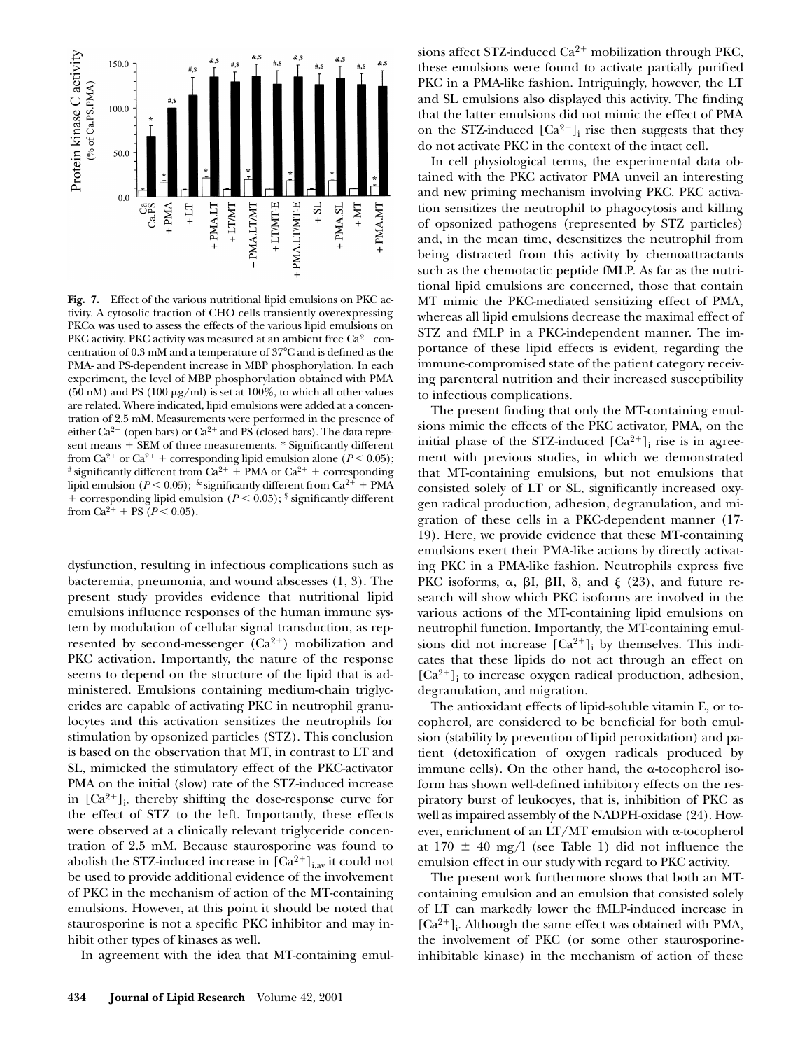**Fig. 7.** Effect of the various nutritional lipid emulsions on PKC activity. A cytosolic fraction of CHO cells transiently overexpressing PKCα was used to assess the effects of the various lipid emulsions on PKC activity. PKC activity was measured at an ambient free $Ca^{2+}$ concentration of 0.3 mM and a temperature of 37°C and is defined as the PMA- and PS-dependent increase in MBP phosphorylation. In each experiment, the level of MBP phosphorylation obtained with PMA (50 nM) and PS (100 μg/ml) is set at 100%, to which all other values are related. Where indicated, lipid emulsions were added at a concentration of 2.5 mM. Measurements were performed in the presence of either $Ca^{2+}$ (open bars) or $Ca^{2+}$ and PS (closed bars). The data represent means + SEM of three measurements. * Significantly different from $Ca^{2+}$ or $Ca^{2+}$ + corresponding lipid emulsion alone ($P < 0.05$); # significantly different from $Ca^{2+}$ + PMA or $Ca^{2+}$ + corresponding lipid emulsion ($P < 0.05$); & significantly different from $Ca^{2+}$ + PMA + corresponding lipid emulsion ($P < 0.05$); $ significantly different from $Ca^{2+}$ + PS ($P < 0.05$).

dysfunction, resulting in infectious complications such as bacteremia, pneumonia, and wound abscesses (1, 3). The present study provides evidence that nutritional lipid emulsions influence responses of the human immune system by modulation of cellular signal transduction, as represented by second-messenger ($Ca^{2+}$) mobilization and PKC activation. Importantly, the nature of the response seems to depend on the structure of the lipid that is administered. Emulsions containing medium-chain triglycerides are capable of activating PKC in neutrophil granulocytes and this activation sensitizes the neutrophils for stimulation by opsonized particles (STZ). This conclusion is based on the observation that MT, in contrast to LT and SL, mimicked the stimulatory effect of the PKC-activator PMA on the initial (slow) rate of the STZ-induced increase in $[Ca^{2+}]_i$, thereby shifting the dose-response curve for the effect of STZ to the left. Importantly, these effects were observed at a clinically relevant triglyceride concentration of 2.5 mM. Because staurosporine was found to abolish the STZ-induced increase in $[Ca^{2+}]_{i,av}$ it could not be used to provide additional evidence of the involvement of PKC in the mechanism of action of the MT-containing emulsions. However, at this point it should be noted that staurosporine is not a specific PKC inhibitor and may inhibit other types of kinases as well.

In agreement with the idea that MT-containing emulsions affect STZ-induced $Ca^{2+}$ mobilization through PKC, these emulsions were found to activate partially purified PKC in a PMA-like fashion. Intriguingly, however, the LT and SL emulsions also displayed this activity. The finding that the latter emulsions did not mimic the effect of PMA on the STZ-induced $[Ca^{2+}]_i$ rise then suggests that they do not activate PKC in the context of the intact cell.

In cell physiological terms, the experimental data obtained with the PKC activator PMA unveil an interesting and new priming mechanism involving PKC. PKC activation sensitizes the neutrophil to phagocytosis and killing of opsonized pathogens (represented by STZ particles) and, in the mean time, desensitizes the neutrophil from being distracted from this activity by chemoattractants such as the chemotactic peptide fMLP. As far as the nutritional lipid emulsions are concerned, those that contain MT mimic the PKC-mediated sensitizing effect of PMA, whereas all lipid emulsions decrease the maximal effect of STZ and fMLP in a PKC-independent manner. The importance of these lipid effects is evident, regarding the immune-compromised state of the patient category receiving parenteral nutrition and their increased susceptibility to infectious complications.

The present finding that only the MT-containing emulsions mimic the effects of the PKC activator, PMA, on the initial phase of the STZ-induced $[Ca^{2+}]_i$ rise is in agreement with previous studies, in which we demonstrated that MT-containing emulsions, but not emulsions that consisted solely of LT or SL, significantly increased oxygen radical production, adhesion, degranulation, and migration of these cells in a PKC-dependent manner (17-19). Here, we provide evidence that these MT-containing emulsions exert their PMA-like actions by directly activating PKC in a PMA-like fashion. Neutrophils express five PKC isoforms, α, βI, βII, δ, and ξ (23), and future research will show which PKC isoforms are involved in the various actions of the MT-containing lipid emulsions on neutrophil function. Importantly, the MT-containing emulsions did not increase $[Ca^{2+}]_i$ by themselves. This indicates that these lipids do not act through an effect on $[Ca^{2+}]_i$ to increase oxygen radical production, adhesion, degranulation, and migration.

The antioxidant effects of lipid-soluble vitamin E, or tocopherol, are considered to be beneficial for both emulsion (stability by prevention of lipid peroxidation) and patient (detoxification of oxygen radicals produced by immune cells). On the other hand, the α-tocopherol isoform has shown well-defined inhibitory effects on the respiratory burst of leukocyes, that is, inhibition of PKC as well as impaired assembly of the NADPH-oxidase (24). However, enrichment of an LT/MT emulsion with α-tocopherol at 170 ± 40 mg/l (see Table 1) did not influence the emulsion effect in our study with regard to PKC activity.

The present work furthermore shows that both an MT-containing emulsion and an emulsion that consisted solely of LT can markedly lower the fMLP-induced increase in $[Ca^{2+}]_i$. Although the same effect was obtained with PMA, the involvement of PKC (or some other staurosporine-inhibitable kinase) in the mechanism of action of these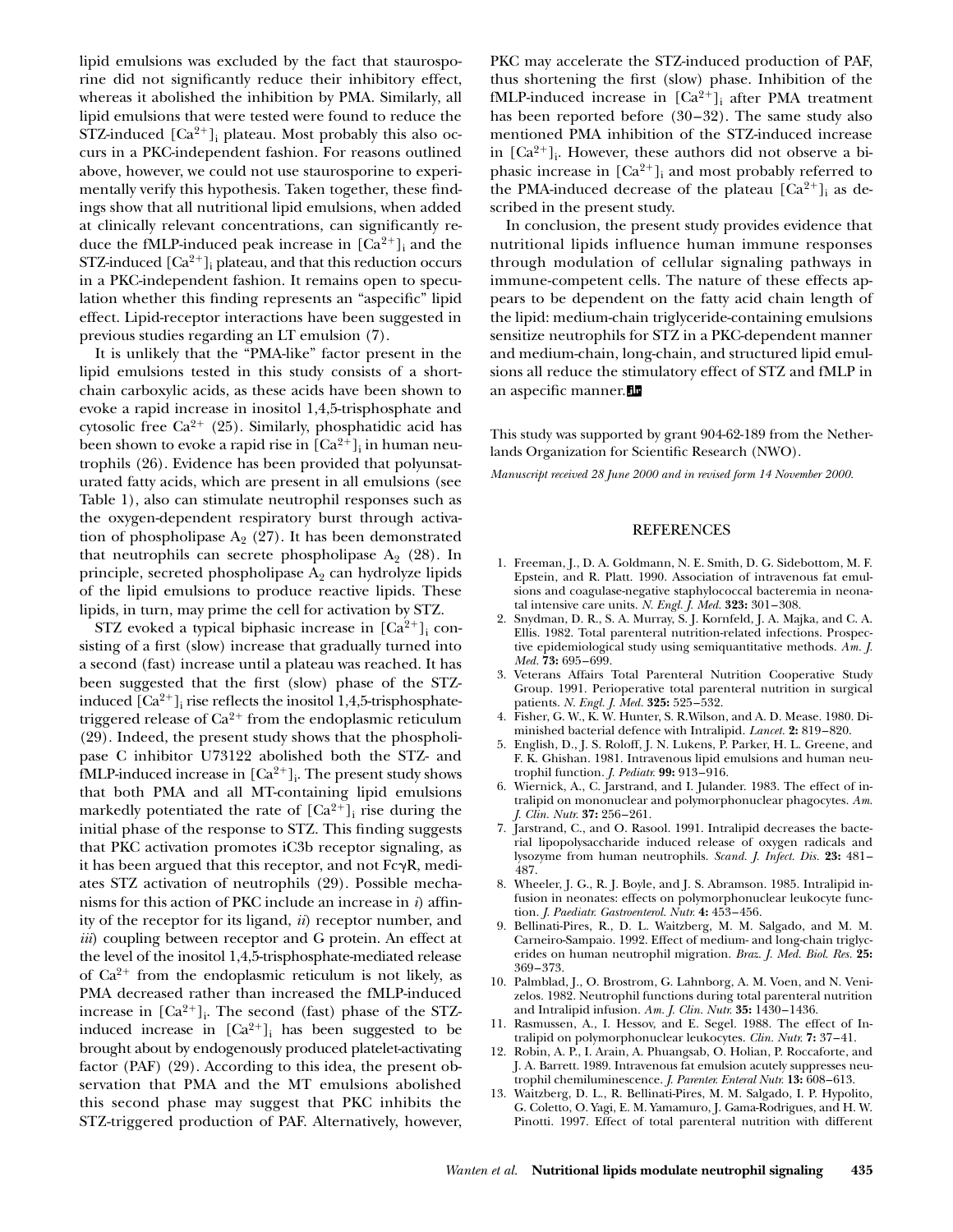lipid emulsions was excluded by the fact that staurosporine did not significantly reduce their inhibitory effect, whereas it abolished the inhibition by PMA. Similarly, all lipid emulsions that were tested were found to reduce the STZ-induced $[Ca^{2+}]_i$ plateau. Most probably this also occurs in a PKC-independent fashion. For reasons outlined above, however, we could not use staurosporine to experimentally verify this hypothesis. Taken together, these findings show that all nutritional lipid emulsions, when added at clinically relevant concentrations, can significantly reduce the fMLP-induced peak increase in $[Ca^{2+}]_i$ and the STZ-induced $[Ca^{2+}]_i$ plateau, and that this reduction occurs in a PKC-independent fashion. It remains open to speculation whether this finding represents an "aspecific" lipid effect. Lipid-receptor interactions have been suggested in previous studies regarding an LT emulsion (7).

It is unlikely that the "PMA-like" factor present in the lipid emulsions tested in this study consists of a short-chain carboxylic acids, as these acids have been shown to evoke a rapid increase in inositol 1,4,5-trisphosphate and cytosolic free $Ca^{2+}$ (25). Similarly, phosphatidic acid has been shown to evoke a rapid rise in $[Ca^{2+}]_i$ in human neutrophils (26). Evidence has been provided that polyunsaturated fatty acids, which are present in all emulsions (see Table 1), also can stimulate neutrophil responses such as the oxygen-dependent respiratory burst through activation of phospholipase $A_2$ (27). It has been demonstrated that neutrophils can secrete phospholipase $A_2$ (28). In principle, secreted phospholipase $A_2$ can hydrolyze lipids of the lipid emulsions to produce reactive lipids. These lipids, in turn, may prime the cell for activation by STZ.

STZ evoked a typical biphasic increase in $[Ca^{2+}]_i$ consisting of a first (slow) increase that gradually turned into a second (fast) increase until a plateau was reached. It has been suggested that the first (slow) phase of the STZ-induced $[Ca^{2+}]_i$ rise reflects the inositol 1,4,5-trisphosphate-triggered release of $Ca^{2+}$ from the endoplasmic reticulum (29). Indeed, the present study shows that the phospholipase C inhibitor U73122 abolished both the STZ- and fMLP-induced increase in $[Ca^{2+}]_i$. The present study shows that both PMA and all MT-containing lipid emulsions markedly potentiated the rate of $[Ca^{2+}]_i$ rise during the initial phase of the response to STZ. This finding suggests that PKC activation promotes iC3b receptor signaling, as it has been argued that this receptor, and not FcγR, mediates STZ activation of neutrophils (29). Possible mechanisms for this action of PKC include an increase in *i*) affinity of the receptor for its ligand, *ii*) receptor number, and *iii*) coupling between receptor and G protein. An effect at the level of the inositol 1,4,5-trisphosphate-mediated release of $Ca^{2+}$ from the endoplasmic reticulum is not likely, as PMA decreased rather than increased the fMLP-induced increase in $[Ca^{2+}]_i$. The second (fast) phase of the STZ-induced increase in $[Ca^{2+}]_i$ has been suggested to be brought about by endogenously produced platelet-activating factor (PAF) (29). According to this idea, the present observation that PMA and the MT emulsions abolished this second phase may suggest that PKC inhibits the STZ-triggered production of PAF. Alternatively, however, PKC may accelerate the STZ-induced production of PAF, thus shortening the first (slow) phase. Inhibition of the fMLP-induced increase in $[Ca^{2+}]_i$ after PMA treatment has been reported before (30–32). The same study also mentioned PMA inhibition of the STZ-induced increase in $[Ca^{2+}]_i$. However, these authors did not observe a biphasic increase in $[Ca^{2+}]_i$ and most probably referred to the PMA-induced decrease of the plateau $[Ca^{2+}]_i$ as described in the present study.

In conclusion, the present study provides evidence that nutritional lipids influence human immune responses through modulation of cellular signaling pathways in immune-competent cells. The nature of these effects appears to be dependent on the fatty acid chain length of the lipid: medium-chain triglyceride-containing emulsions sensitize neutrophils for STZ in a PKC-dependent manner and medium-chain, long-chain, and structured lipid emulsions all reduce the stimulatory effect of STZ and fMLP in an aspecific manner.

This study was supported by grant 904-62-189 from the Netherlands Organization for Scientific Research (NWO).

*Manuscript received 28 June 2000 and in revised form 14 November 2000.*

## REFERENCES

1. Freeman, J., D. A. Goldmann, N. E. Smith, D. G. Sidebottom, M. F. Epstein, and R. Platt. 1990. Association of intravenous fat emulsions and coagulase-negative staphylococcal bacteremia in neonatal intensive care units. *N. Engl. J. Med.* **323:** 301–308.
2. Snydman, D. R., S. A. Murray, S. J. Kornfeld, J. A. Majka, and C. A. Ellis. 1982. Total parenteral nutrition-related infections. Prospective epidemiological study using semiquantitative methods. *Am. J. Med.* **73:** 695–699.
3. Veterans Affairs Total Parenteral Nutrition Cooperative Study Group. 1991. Perioperative total parenteral nutrition in surgical patients. *N. Engl. J. Med.* **325:** 525–532.
4. Fisher, G. W., K. W. Hunter, S. R.Wilson, and A. D. Mease. 1980. Diminished bacterial defence with Intralipid. *Lancet.* **2:** 819–820.
5. English, D., J. S. Roloff, J. N. Lukens, P. Parker, H. L. Greene, and F. K. Ghishan. 1981. Intravenous lipid emulsions and human neutrophil function. *J. Pediatr.* **99:** 913–916.
6. Wiernick, A., C. Jarstrand, and I. Julander. 1983. The effect of intralipid on mononuclear and polymorphonuclear phagocytes. *Am. J. Clin. Nutr.* **37:** 256–261.
7. Jarstrand, C., and O. Rasool. 1991. Intralipid decreases the bacterial lipopolysaccharide induced release of oxygen radicals and lysozyme from human neutrophils. *Scand. J. Infect. Dis.* **23:** 481–487.
8. Wheeler, J. G., R. J. Boyle, and J. S. Abramson. 1985. Intralipid infusion in neonates: effects on polymorphonuclear leukocyte function. *J. Paediatr. Gastroenterol. Nutr.* **4:** 453–456.
9. Bellinati-Pires, R., D. L. Waitzberg, M. M. Salgado, and M. M. Carneiro-Sampaio. 1992. Effect of medium- and long-chain triglycerides on human neutrophil migration. *Braz. J. Med. Biol. Res.* **25:** 369–373.
10. Palmblad, J., O. Brostrom, G. Lahnborg, A. M. Voen, and N. Venizelos. 1982. Neutrophil functions during total parenteral nutrition and Intralipid infusion. *Am. J. Clin. Nutr.* **35:** 1430–1436.
11. Rasmussen, A., I. Hessov, and E. Segel. 1988. The effect of Intralipid on polymorphonuclear leukocytes. *Clin. Nutr.* **7:** 37–41.
12. Robin, A. P., I. Arain, A. Phuangsab, O. Holian, P. Roccaforte, and J. A. Barrett. 1989. Intravenous fat emulsion acutely suppresses neutrophil chemiluminescence. *J. Parenter. Enteral Nutr.* **13:** 608–613.
13. Waitzberg, D. L., R. Bellinati-Pires, M. M. Salgado, I. P. Hypolito, G. Coletto, O. Yagi, E. M. Yamamuro, J. Gama-Rodrigues, and H. W. Pinotti. 1997. Effect of total parenteral nutrition with different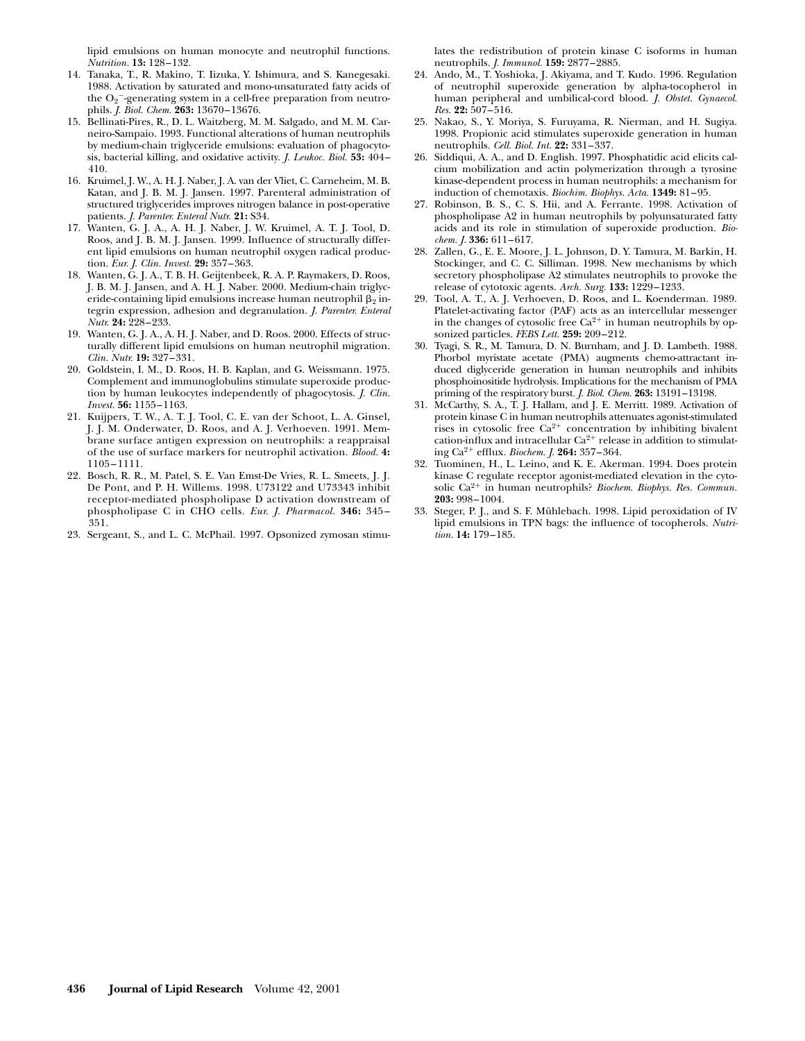lipid emulsions on human monocyte and neutrophil functions. *Nutrition.* **13:** 128–132.

14. Tanaka, T., R. Makino, T. Iizuka, Y. Ishimura, and S. Kanegesaki. 1988. Activation by saturated and mono-unsaturated fatty acids of the $O_2^-$-generating system in a cell-free preparation from neutrophils. *J. Biol. Chem.* **263:** 13670–13676.
15. Bellinati-Pires, R., D. L. Waitzberg, M. M. Salgado, and M. M. Carneiro-Sampaio. 1993. Functional alterations of human neutrophils by medium-chain triglyceride emulsions: evaluation of phagocytosis, bacterial killing, and oxidative activity. *J. Leukoc. Biol.* **53:** 404–410.
16. Kruimel, J. W., A. H. J. Naber, J. A. van der Vliet, C. Carneheim, M. B. Katan, and J. B. M. J. Jansen. 1997. Parenteral administration of structured triglycerides improves nitrogen balance in post-operative patients. *J. Parenter. Enteral Nutr.* **21:** S34.
17. Wanten, G. J. A., A. H. J. Naber, J. W. Kruimel, A. T. J. Tool, D. Roos, and J. B. M. J. Jansen. 1999. Influence of structurally different lipid emulsions on human neutrophil oxygen radical production. *Eur. J. Clin. Invest.* **29:** 357–363.
18. Wanten, G. J. A., T. B. H. Geijtenbeek, R. A. P. Raymakers, D. Roos, J. B. M. J. Jansen, and A. H. J. Naber. 2000. Medium-chain triglyceride-containing lipid emulsions increase human neutrophil $\beta_2$ integrin expression, adhesion and degranulation. *J. Parenter. Enteral Nutr.* **24:** 228–233.
19. Wanten, G. J. A., A. H. J. Naber, and D. Roos. 2000. Effects of structurally different lipid emulsions on human neutrophil migration. *Clin. Nutr.* **19:** 327–331.
20. Goldstein, I. M., D. Roos, H. B. Kaplan, and G. Weissmann. 1975. Complement and immunoglobulins stimulate superoxide production by human leukocytes independently of phagocytosis. *J. Clin. Invest.* **56:** 1155–1163.
21. Kuijpers, T. W., A. T. J. Tool, C. E. van der Schoot, L. A. Ginsel, J. J. M. Onderwater, D. Roos, and A. J. Verhoeven. 1991. Membrane surface antigen expression on neutrophils: a reappraisal of the use of surface markers for neutrophil activation. *Blood.* **4:** 1105–1111.
22. Bosch, R. R., M. Patel, S. E. Van Emst-De Vries, R. L. Smeets, J. J. De Pont, and P. H. Willems. 1998. U73122 and U73343 inhibit receptor-mediated phospholipase D activation downstream of phospholipase C in CHO cells. *Eur. J. Pharmacol.* **346:** 345–351.
23. Sergeant, S., and L. C. McPhail. 1997. Opsonized zymosan stimulates the redistribution of protein kinase C isoforms in human neutrophils. *J. Immunol.* **159:** 2877–2885.
24. Ando, M., T. Yoshioka, J. Akiyama, and T. Kudo. 1996. Regulation of neutrophil superoxide generation by alpha-tocopherol in human peripheral and umbilical-cord blood. *J. Obstet. Gynaecol. Res.* **22:** 507–516.
25. Nakao, S., Y. Moriya, S. Furuyama, R. Nierman, and H. Sugiya. 1998. Propionic acid stimulates superoxide generation in human neutrophils. *Cell. Biol. Int.* **22:** 331–337.
26. Siddiqui, A. A., and D. English. 1997. Phosphatidic acid elicits calcium mobilization and actin polymerization through a tyrosine kinase-dependent process in human neutrophils: a mechanism for induction of chemotaxis. *Biochim. Biophys. Acta.* **1349:** 81–95.
27. Robinson, B. S., C. S. Hii, and A. Ferrante. 1998. Activation of phospholipase A2 in human neutrophils by polyunsaturated fatty acids and its role in stimulation of superoxide production. *Biochem. J.* **336:** 611–617.
28. Zallen, G., E. E. Moore, J. L. Johnson, D. Y. Tamura, M. Barkin, H. Stockinger, and C. C. Silliman. 1998. New mechanisms by which secretory phospholipase A2 stimulates neutrophils to provoke the release of cytotoxic agents. *Arch. Surg.* **133:** 1229–1233.
29. Tool, A. T., A. J. Verhoeven, D. Roos, and L. Koenderman. 1989. Platelet-activating factor (PAF) acts as an intercellular messenger in the changes of cytosolic free $Ca^{2+}$ in human neutrophils by opsonized particles. *FEBS Lett.* **259:** 209–212.
30. Tyagi, S. R., M. Tamura, D. N. Burnham, and J. D. Lambeth. 1988. Phorbol myristate acetate (PMA) augments chemo-attractant induced diglyceride generation in human neutrophils and inhibits phosphoinositide hydrolysis. Implications for the mechanism of PMA priming of the respiratory burst. *J. Biol. Chem.* **263:** 13191–13198.
31. McCarthy, S. A., T. J. Hallam, and J. E. Merritt. 1989. Activation of protein kinase C in human neutrophils attenuates agonist-stimulated rises in cytosolic free $Ca^{2+}$ concentration by inhibiting bivalent cation-influx and intracellular $Ca^{2+}$ release in addition to stimulating $Ca^{2+}$ efflux. *Biochem. J.* **264:** 357–364.
32. Tuominen, H., L. Leino, and K. E. Akerman. 1994. Does protein kinase C regulate receptor agonist-mediated elevation in the cytosolic $Ca^{2+}$ in human neutrophils? *Biochem. Biophys. Res. Commun.* **203:** 998–1004.
33. Steger, P. J., and S. F. Mühlebach. 1998. Lipid peroxidation of IV lipid emulsions in TPN bags: the influence of tocopherols. *Nutrition.* **14:** 179–185.